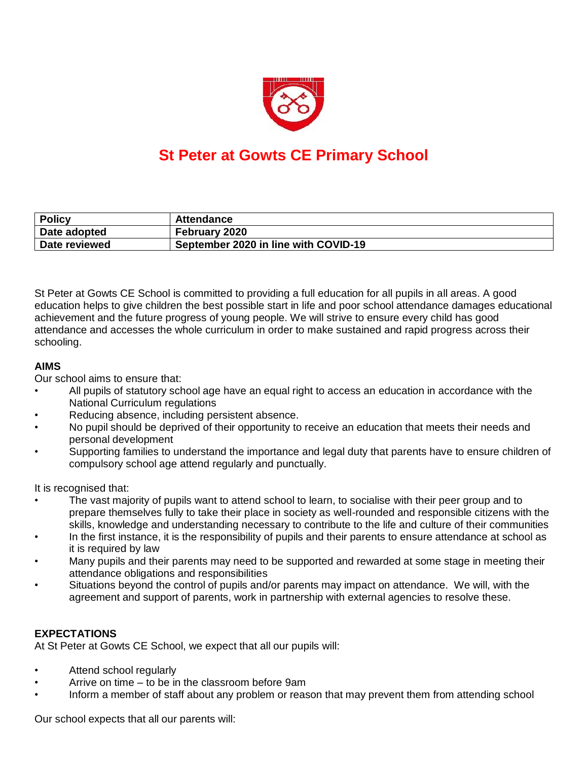# St Peter at Gowts CE Primary School

| **Policy** | **Attendance** |
|---|---|
| **Date adopted** | **February 2020** |
| **Date reviewed** | **September 2020 in line with COVID-19** |

St Peter at Gowts CE School is committed to providing a full education for all pupils in all areas. A good education helps to give children the best possible start in life and poor school attendance damages educational achievement and the future progress of young people. We will strive to ensure every child has good attendance and accesses the whole curriculum in order to make sustained and rapid progress across their schooling.

## AIMS

Our school aims to ensure that:

- All pupils of statutory school age have an equal right to access an education in accordance with the National Curriculum regulations
- Reducing absence, including persistent absence.
- No pupil should be deprived of their opportunity to receive an education that meets their needs and personal development
- Supporting families to understand the importance and legal duty that parents have to ensure children of compulsory school age attend regularly and punctually.

It is recognised that:

- The vast majority of pupils want to attend school to learn, to socialise with their peer group and to prepare themselves fully to take their place in society as well-rounded and responsible citizens with the skills, knowledge and understanding necessary to contribute to the life and culture of their communities
- In the first instance, it is the responsibility of pupils and their parents to ensure attendance at school as it is required by law
- Many pupils and their parents may need to be supported and rewarded at some stage in meeting their attendance obligations and responsibilities
- Situations beyond the control of pupils and/or parents may impact on attendance. We will, with the agreement and support of parents, work in partnership with external agencies to resolve these.

## EXPECTATIONS

At St Peter at Gowts CE School, we expect that all our pupils will:

- Attend school regularly
- Arrive on time – to be in the classroom before 9am
- Inform a member of staff about any problem or reason that may prevent them from attending school

Our school expects that all our parents will: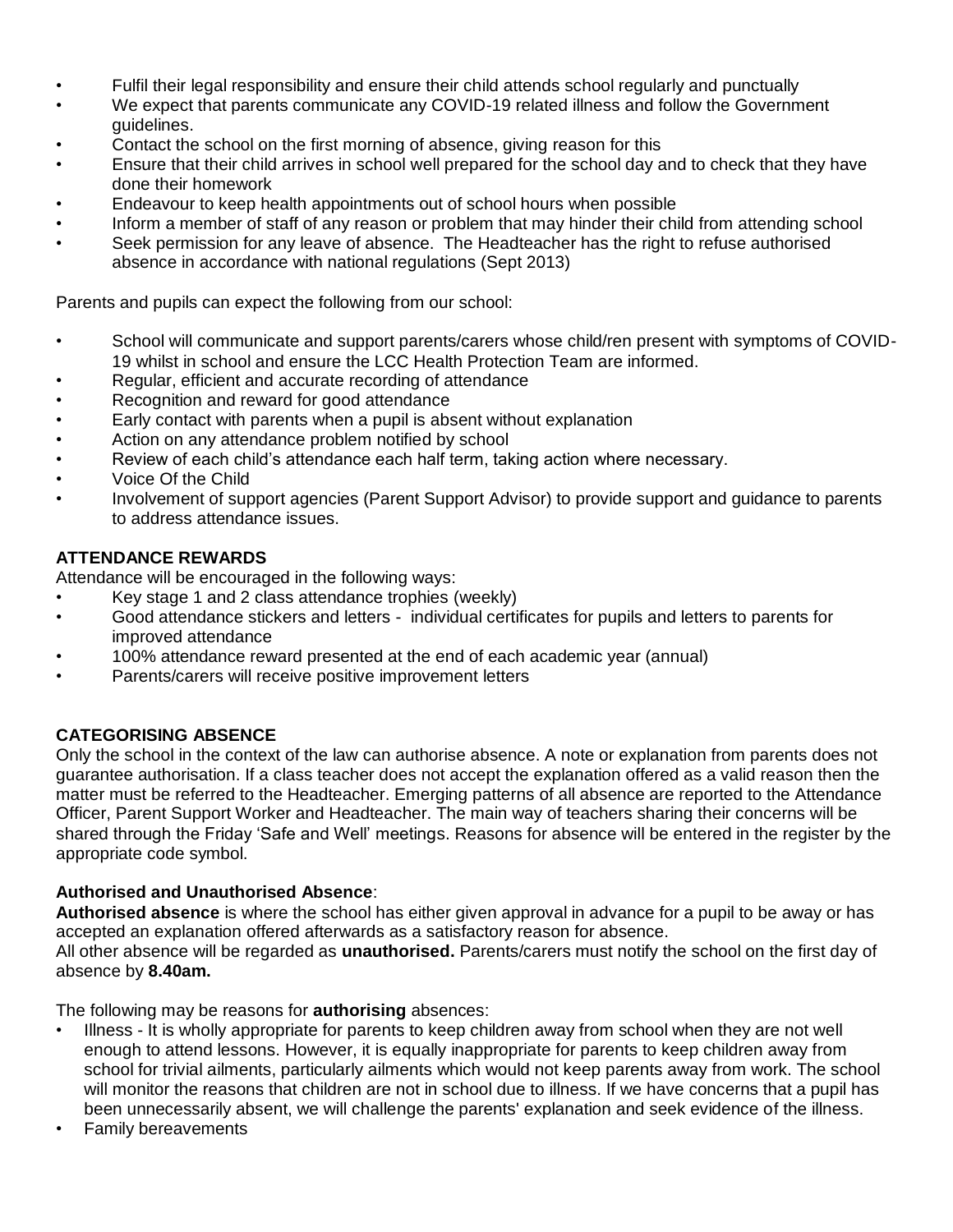- Fulfil their legal responsibility and ensure their child attends school regularly and punctually
- We expect that parents communicate any COVID-19 related illness and follow the Government guidelines.
- Contact the school on the first morning of absence, giving reason for this
- Ensure that their child arrives in school well prepared for the school day and to check that they have done their homework
- Endeavour to keep health appointments out of school hours when possible
- Inform a member of staff of any reason or problem that may hinder their child from attending school
- Seek permission for any leave of absence. The Headteacher has the right to refuse authorised absence in accordance with national regulations (Sept 2013)

Parents and pupils can expect the following from our school:

- School will communicate and support parents/carers whose child/ren present with symptoms of COVID-19 whilst in school and ensure the LCC Health Protection Team are informed.
- Regular, efficient and accurate recording of attendance
- Recognition and reward for good attendance
- Early contact with parents when a pupil is absent without explanation
- Action on any attendance problem notified by school
- Review of each child's attendance each half term, taking action where necessary.
- Voice Of the Child
- Involvement of support agencies (Parent Support Advisor) to provide support and guidance to parents to address attendance issues.

**ATTENDANCE REWARDS**

Attendance will be encouraged in the following ways:

- Key stage 1 and 2 class attendance trophies (weekly)
- Good attendance stickers and letters - individual certificates for pupils and letters to parents for improved attendance
- 100% attendance reward presented at the end of each academic year (annual)
- Parents/carers will receive positive improvement letters

**CATEGORISING ABSENCE**

Only the school in the context of the law can authorise absence. A note or explanation from parents does not guarantee authorisation. If a class teacher does not accept the explanation offered as a valid reason then the matter must be referred to the Headteacher. Emerging patterns of all absence are reported to the Attendance Officer, Parent Support Worker and Headteacher. The main way of teachers sharing their concerns will be shared through the Friday 'Safe and Well' meetings. Reasons for absence will be entered in the register by the appropriate code symbol.

**Authorised and Unauthorised Absence**:

**Authorised absence** is where the school has either given approval in advance for a pupil to be away or has accepted an explanation offered afterwards as a satisfactory reason for absence.
All other absence will be regarded as **unauthorised.** Parents/carers must notify the school on the first day of absence by **8.40am.**

The following may be reasons for **authorising** absences:

- Illness - It is wholly appropriate for parents to keep children away from school when they are not well enough to attend lessons. However, it is equally inappropriate for parents to keep children away from school for trivial ailments, particularly ailments which would not keep parents away from work. The school will monitor the reasons that children are not in school due to illness. If we have concerns that a pupil has been unnecessarily absent, we will challenge the parents' explanation and seek evidence of the illness.
- Family bereavements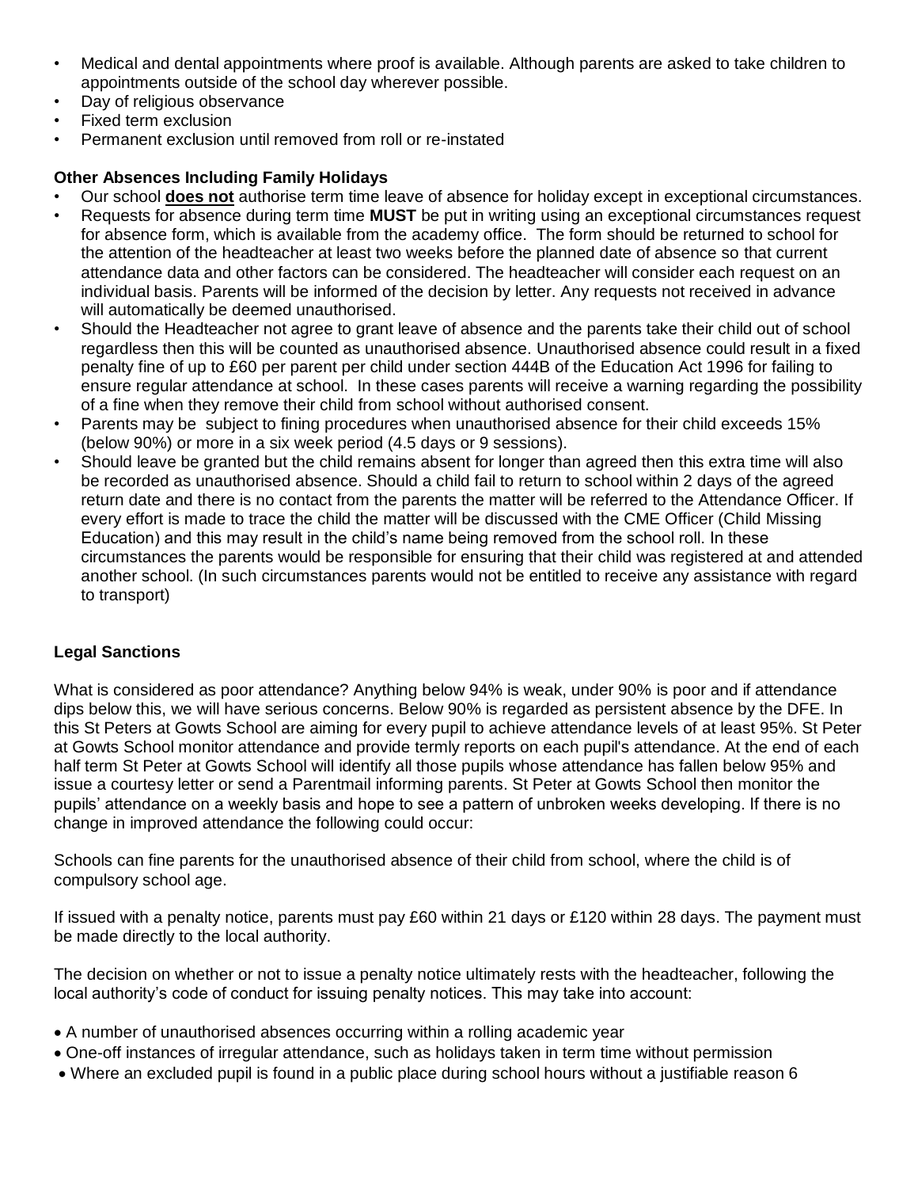- Medical and dental appointments where proof is available. Although parents are asked to take children to appointments outside of the school day wherever possible.
- Day of religious observance
- Fixed term exclusion
- Permanent exclusion until removed from roll or re-instated

**Other Absences Including Family Holidays**

- Our school **does not** authorise term time leave of absence for holiday except in exceptional circumstances.
- Requests for absence during term time **MUST** be put in writing using an exceptional circumstances request for absence form, which is available from the academy office. The form should be returned to school for the attention of the headteacher at least two weeks before the planned date of absence so that current attendance data and other factors can be considered. The headteacher will consider each request on an individual basis. Parents will be informed of the decision by letter. Any requests not received in advance will automatically be deemed unauthorised.
- Should the Headteacher not agree to grant leave of absence and the parents take their child out of school regardless then this will be counted as unauthorised absence. Unauthorised absence could result in a fixed penalty fine of up to £60 per parent per child under section 444B of the Education Act 1996 for failing to ensure regular attendance at school. In these cases parents will receive a warning regarding the possibility of a fine when they remove their child from school without authorised consent.
- Parents may be subject to fining procedures when unauthorised absence for their child exceeds 15% (below 90%) or more in a six week period (4.5 days or 9 sessions).
- Should leave be granted but the child remains absent for longer than agreed then this extra time will also be recorded as unauthorised absence. Should a child fail to return to school within 2 days of the agreed return date and there is no contact from the parents the matter will be referred to the Attendance Officer. If every effort is made to trace the child the matter will be discussed with the CME Officer (Child Missing Education) and this may result in the child's name being removed from the school roll. In these circumstances the parents would be responsible for ensuring that their child was registered at and attended another school. (In such circumstances parents would not be entitled to receive any assistance with regard to transport)

**Legal Sanctions**

What is considered as poor attendance? Anything below 94% is weak, under 90% is poor and if attendance dips below this, we will have serious concerns. Below 90% is regarded as persistent absence by the DFE. In this St Peters at Gowts School are aiming for every pupil to achieve attendance levels of at least 95%. St Peter at Gowts School monitor attendance and provide termly reports on each pupil's attendance. At the end of each half term St Peter at Gowts School will identify all those pupils whose attendance has fallen below 95% and issue a courtesy letter or send a Parentmail informing parents. St Peter at Gowts School then monitor the pupils' attendance on a weekly basis and hope to see a pattern of unbroken weeks developing. If there is no change in improved attendance the following could occur:

Schools can fine parents for the unauthorised absence of their child from school, where the child is of compulsory school age.

If issued with a penalty notice, parents must pay £60 within 21 days or £120 within 28 days. The payment must be made directly to the local authority.

The decision on whether or not to issue a penalty notice ultimately rests with the headteacher, following the local authority's code of conduct for issuing penalty notices. This may take into account:

- A number of unauthorised absences occurring within a rolling academic year
- One-off instances of irregular attendance, such as holidays taken in term time without permission
- Where an excluded pupil is found in a public place during school hours without a justifiable reason 6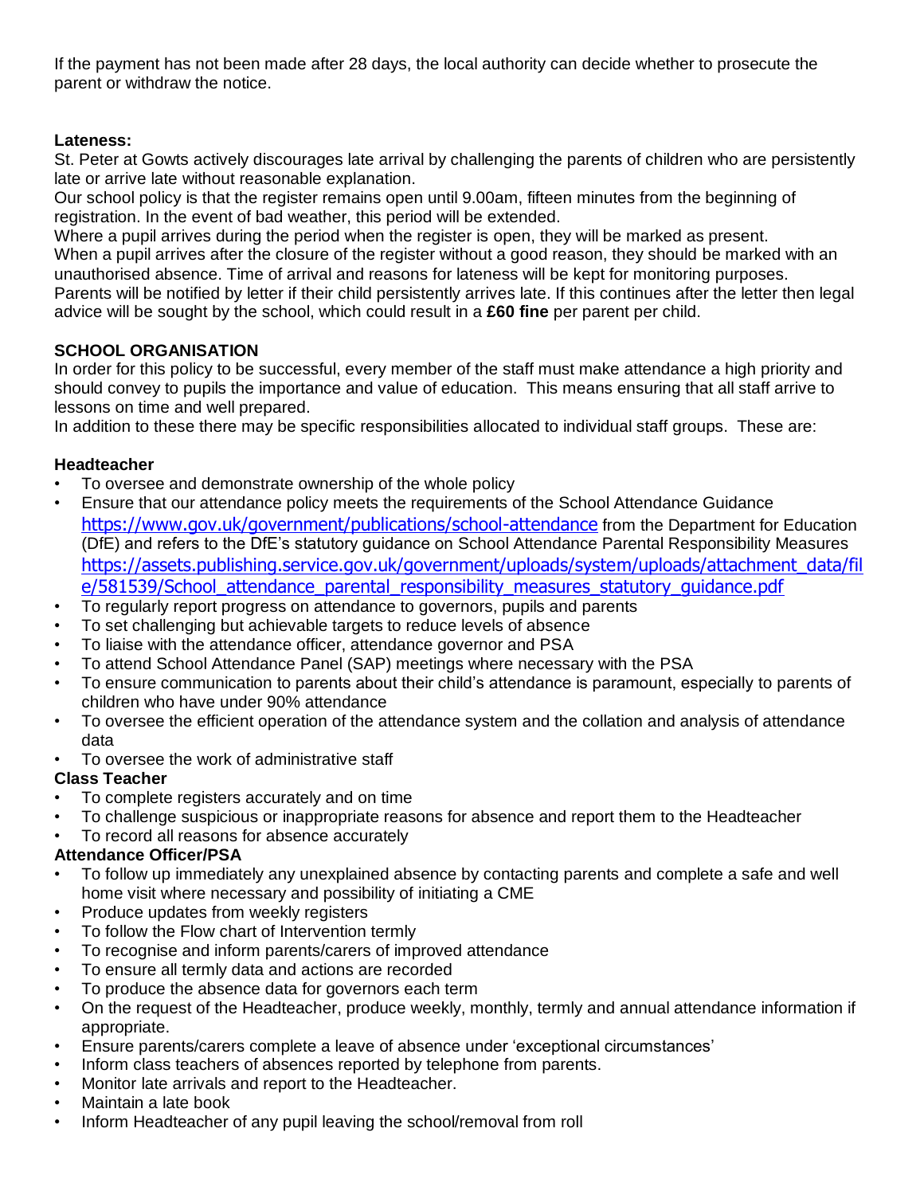If the payment has not been made after 28 days, the local authority can decide whether to prosecute the parent or withdraw the notice.

**Lateness:**

St. Peter at Gowts actively discourages late arrival by challenging the parents of children who are persistently late or arrive late without reasonable explanation.

Our school policy is that the register remains open until 9.00am, fifteen minutes from the beginning of registration. In the event of bad weather, this period will be extended.

Where a pupil arrives during the period when the register is open, they will be marked as present.

When a pupil arrives after the closure of the register without a good reason, they should be marked with an unauthorised absence. Time of arrival and reasons for lateness will be kept for monitoring purposes.

Parents will be notified by letter if their child persistently arrives late. If this continues after the letter then legal advice will be sought by the school, which could result in a **£60 fine** per parent per child.

## SCHOOL ORGANISATION

In order for this policy to be successful, every member of the staff must make attendance a high priority and should convey to pupils the importance and value of education. This means ensuring that all staff arrive to lessons on time and well prepared.

In addition to these there may be specific responsibilities allocated to individual staff groups. These are:

### Headteacher

- To oversee and demonstrate ownership of the whole policy
- Ensure that our attendance policy meets the requirements of the School Attendance Guidance https://www.gov.uk/government/publications/school-attendance from the Department for Education (DfE) and refers to the DfE's statutory guidance on School Attendance Parental Responsibility Measures https://assets.publishing.service.gov.uk/government/uploads/system/uploads/attachment_data/file/581539/School_attendance_parental_responsibility_measures_statutory_guidance.pdf
- To regularly report progress on attendance to governors, pupils and parents
- To set challenging but achievable targets to reduce levels of absence
- To liaise with the attendance officer, attendance governor and PSA
- To attend School Attendance Panel (SAP) meetings where necessary with the PSA
- To ensure communication to parents about their child's attendance is paramount, especially to parents of children who have under 90% attendance
- To oversee the efficient operation of the attendance system and the collation and analysis of attendance data
- To oversee the work of administrative staff

### Class Teacher

- To complete registers accurately and on time
- To challenge suspicious or inappropriate reasons for absence and report them to the Headteacher
- To record all reasons for absence accurately

### Attendance Officer/PSA

- To follow up immediately any unexplained absence by contacting parents and complete a safe and well home visit where necessary and possibility of initiating a CME
- Produce updates from weekly registers
- To follow the Flow chart of Intervention termly
- To recognise and inform parents/carers of improved attendance
- To ensure all termly data and actions are recorded
- To produce the absence data for governors each term
- On the request of the Headteacher, produce weekly, monthly, termly and annual attendance information if appropriate.
- Ensure parents/carers complete a leave of absence under 'exceptional circumstances'
- Inform class teachers of absences reported by telephone from parents.
- Monitor late arrivals and report to the Headteacher.
- Maintain a late book
- Inform Headteacher of any pupil leaving the school/removal from roll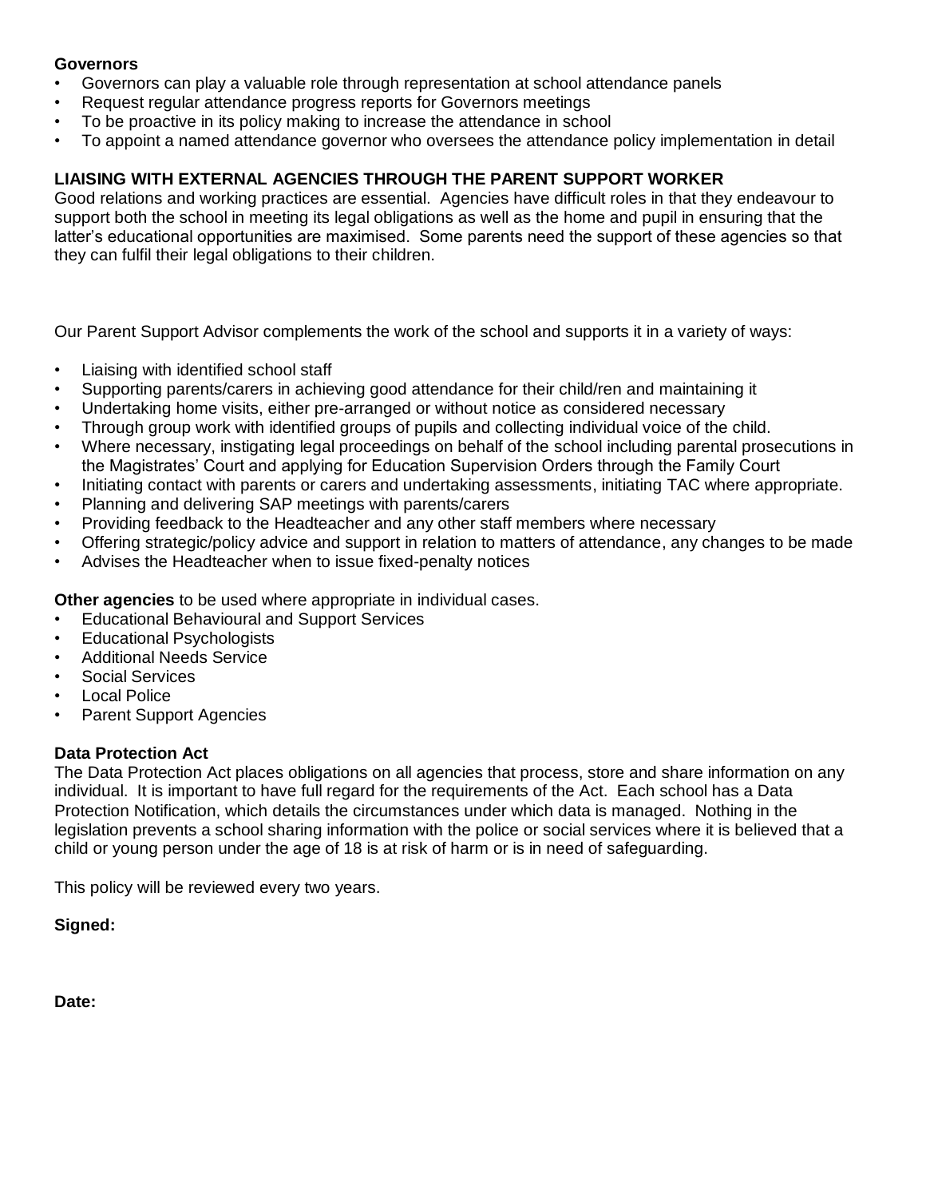**Governors**

- Governors can play a valuable role through representation at school attendance panels
- Request regular attendance progress reports for Governors meetings
- To be proactive in its policy making to increase the attendance in school
- To appoint a named attendance governor who oversees the attendance policy implementation in detail

**LIAISING WITH EXTERNAL AGENCIES THROUGH THE PARENT SUPPORT WORKER**

Good relations and working practices are essential. Agencies have difficult roles in that they endeavour to support both the school in meeting its legal obligations as well as the home and pupil in ensuring that the latter's educational opportunities are maximised. Some parents need the support of these agencies so that they can fulfil their legal obligations to their children.

Our Parent Support Advisor complements the work of the school and supports it in a variety of ways:

- Liaising with identified school staff
- Supporting parents/carers in achieving good attendance for their child/ren and maintaining it
- Undertaking home visits, either pre-arranged or without notice as considered necessary
- Through group work with identified groups of pupils and collecting individual voice of the child.
- Where necessary, instigating legal proceedings on behalf of the school including parental prosecutions in the Magistrates' Court and applying for Education Supervision Orders through the Family Court
- Initiating contact with parents or carers and undertaking assessments, initiating TAC where appropriate.
- Planning and delivering SAP meetings with parents/carers
- Providing feedback to the Headteacher and any other staff members where necessary
- Offering strategic/policy advice and support in relation to matters of attendance, any changes to be made
- Advises the Headteacher when to issue fixed-penalty notices

**Other agencies** to be used where appropriate in individual cases.

- Educational Behavioural and Support Services
- Educational Psychologists
- Additional Needs Service
- Social Services
- Local Police
- Parent Support Agencies

**Data Protection Act**

The Data Protection Act places obligations on all agencies that process, store and share information on any individual. It is important to have full regard for the requirements of the Act. Each school has a Data Protection Notification, which details the circumstances under which data is managed. Nothing in the legislation prevents a school sharing information with the police or social services where it is believed that a child or young person under the age of 18 is at risk of harm or is in need of safeguarding.

This policy will be reviewed every two years.

**Signed:**

**Date:**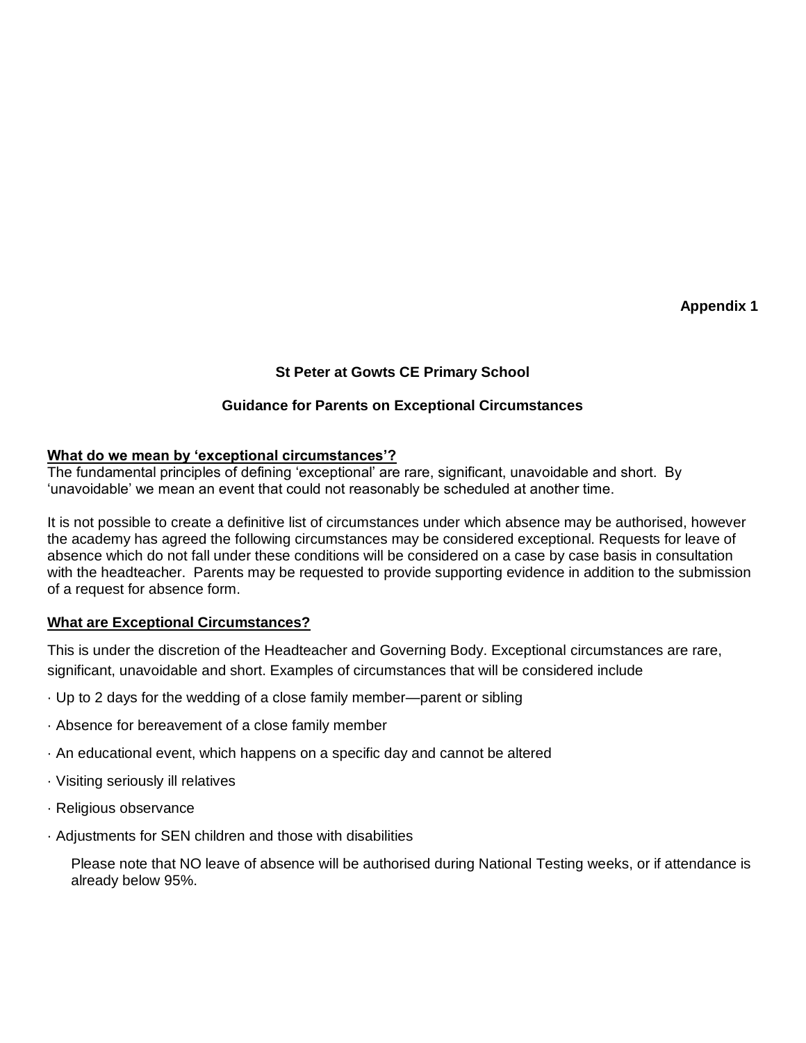**Appendix 1**

**St Peter at Gowts CE Primary School**

**Guidance for Parents on Exceptional Circumstances**

**What do we mean by 'exceptional circumstances'?**

The fundamental principles of defining 'exceptional' are rare, significant, unavoidable and short. By 'unavoidable' we mean an event that could not reasonably be scheduled at another time.

It is not possible to create a definitive list of circumstances under which absence may be authorised, however the academy has agreed the following circumstances may be considered exceptional. Requests for leave of absence which do not fall under these conditions will be considered on a case by case basis in consultation with the headteacher. Parents may be requested to provide supporting evidence in addition to the submission of a request for absence form.

**What are Exceptional Circumstances?**

This is under the discretion of the Headteacher and Governing Body. Exceptional circumstances are rare, significant, unavoidable and short. Examples of circumstances that will be considered include

- Up to 2 days for the wedding of a close family member—parent or sibling
- Absence for bereavement of a close family member
- An educational event, which happens on a specific day and cannot be altered
- Visiting seriously ill relatives
- Religious observance
- Adjustments for SEN children and those with disabilities

Please note that NO leave of absence will be authorised during National Testing weeks, or if attendance is already below 95%.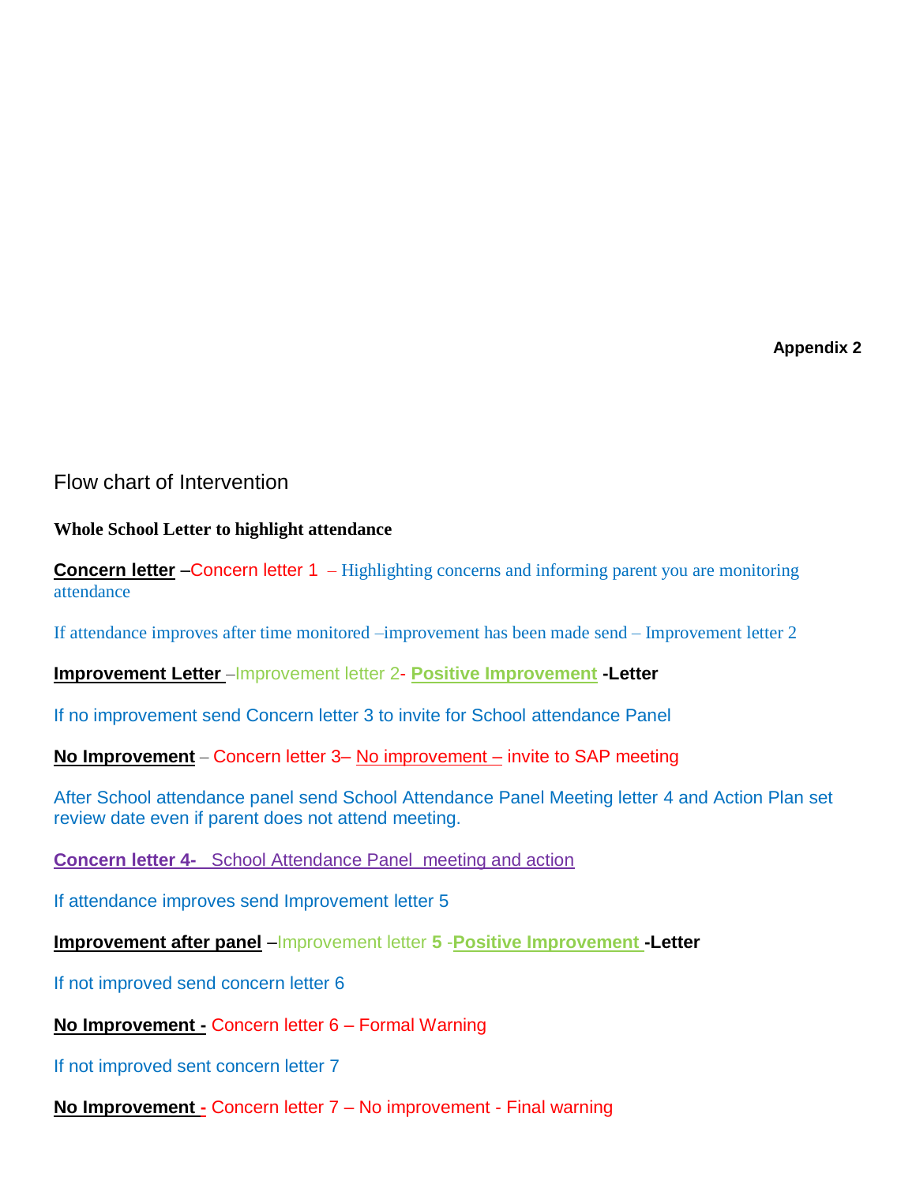**Appendix 2**

## Flow chart of Intervention

**Whole School Letter to highlight attendance**

**Concern letter** –Concern letter 1 – Highlighting concerns and informing parent you are monitoring attendance

If attendance improves after time monitored –improvement has been made send – Improvement letter 2

**Improvement Letter** –Improvement letter 2- **Positive Improvement** **-Letter**

If no improvement send Concern letter 3 to invite for School attendance Panel

**No Improvement** – Concern letter 3– No improvement – invite to SAP meeting

After School attendance panel send School Attendance Panel Meeting letter 4 and Action Plan set review date even if parent does not attend meeting.

**Concern letter 4-** School Attendance Panel meeting and action

If attendance improves send Improvement letter 5

**Improvement after panel** –Improvement letter **5** -**Positive Improvement** **-Letter**

If not improved send concern letter 6

**No Improvement -** Concern letter 6 – Formal Warning

If not improved sent concern letter 7

**No Improvement -** Concern letter 7 – No improvement - Final warning